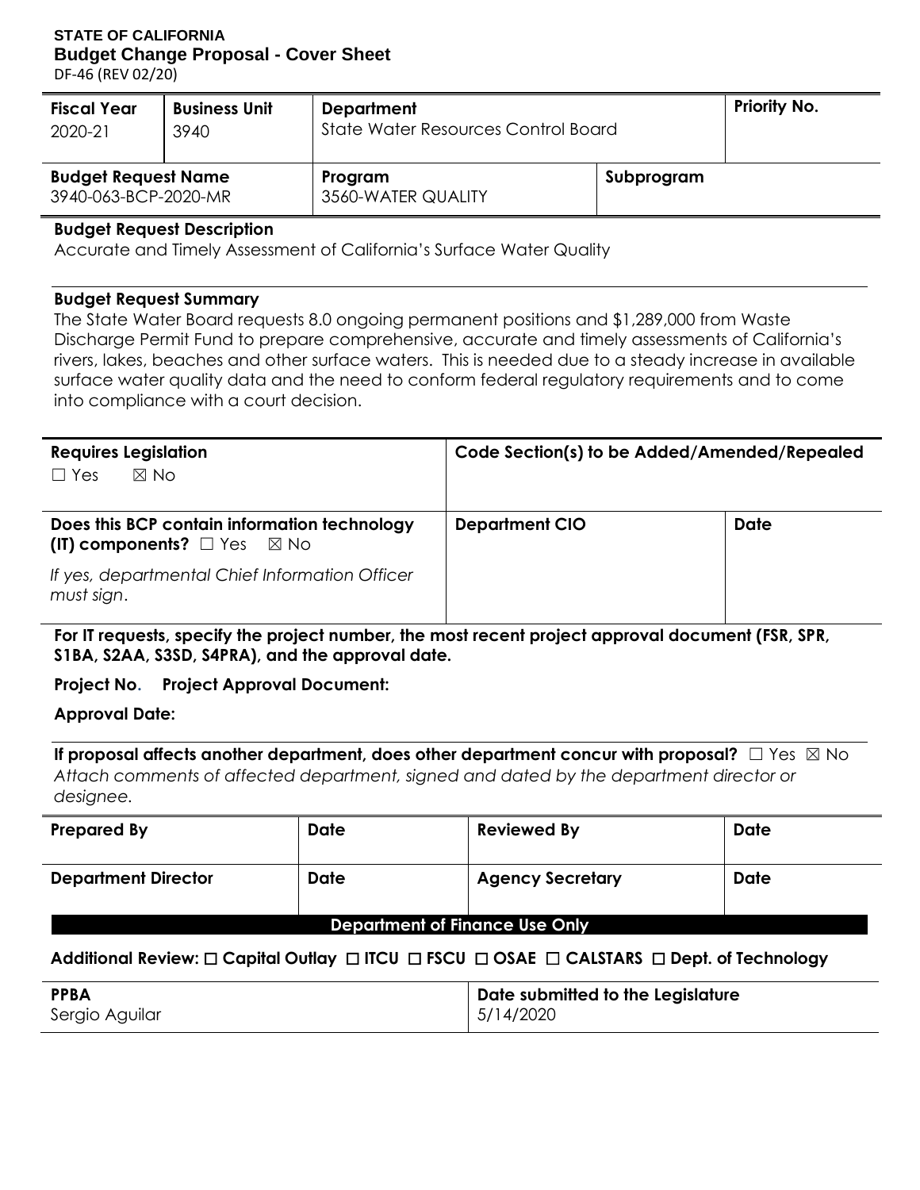**STATE OF CALIFORNIA**
**Budget Change Proposal - Cover Sheet**
DF-46 (REV 02/20)

| Fiscal Year | Business Unit | Department | | Priority No. |
|---|---|---|---|---|
| 2020-21 | 3940 | State Water Resources Control Board | | |
| **Budget Request Name** | | **Program** | **Subprogram** | |
| 3940-063-BCP-2020-MR | | 3560-WATER QUALITY | | |

**Budget Request Description**

Accurate and Timely Assessment of California's Surface Water Quality

**Budget Request Summary**

The State Water Board requests 8.0 ongoing permanent positions and $1,289,000 from Waste Discharge Permit Fund to prepare comprehensive, accurate and timely assessments of California's rivers, lakes, beaches and other surface waters. This is needed due to a steady increase in available surface water quality data and the need to conform federal regulatory requirements and to come into compliance with a court decision.

| Requires Legislation | Code Section(s) to be Added/Amended/Repealed | |
|---|---|---|
| ☐ Yes ☒ No | | |
| **Does this BCP contain information technology (IT) components?** ☐ Yes ☒ No<br>*If yes, departmental Chief Information Officer must sign.* | **Department CIO** | **Date** |

**For IT requests, specify the project number, the most recent project approval document (FSR, SPR, S1BA, S2AA, S3SD, S4PRA), and the approval date.**

**Project No. Project Approval Document:**

**Approval Date:**

**If proposal affects another department, does other department concur with proposal?** ☐ Yes ☒ No
*Attach comments of affected department, signed and dated by the department director or designee.*

| Prepared By | Date | Reviewed By | Date |
|---|---|---|---|
| **Department Director** | **Date** | **Agency Secretary** | **Date** |

**Department of Finance Use Only**

**Additional Review:** ☐ **Capital Outlay** ☐ **ITCU** ☐ **FSCU** ☐ **OSAE** ☐ **CALSTARS** ☐ **Dept. of Technology**

| PPBA | Date submitted to the Legislature |
|---|---|
| Sergio Aguilar | 5/14/2020 |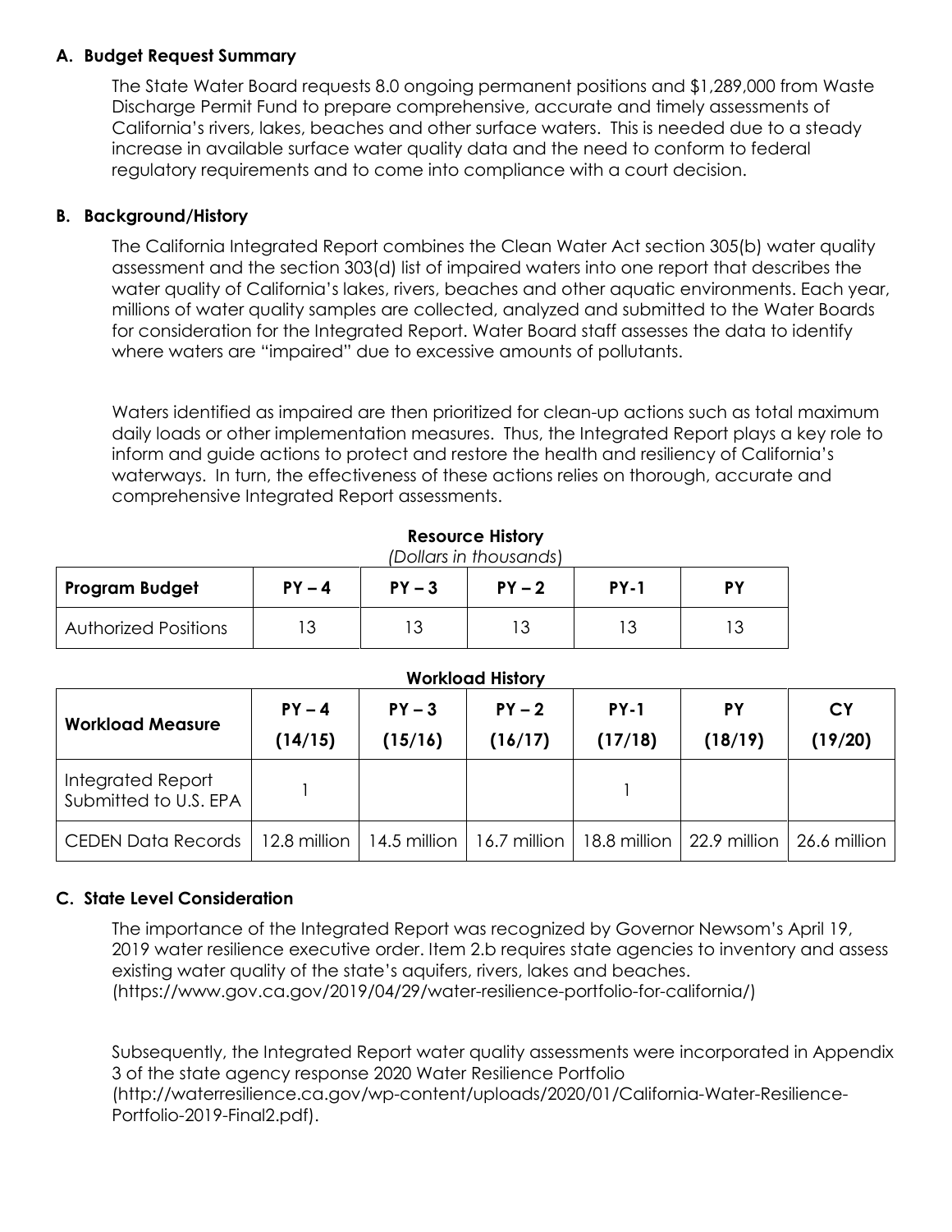## A. Budget Request Summary

The State Water Board requests 8.0 ongoing permanent positions and $1,289,000 from Waste Discharge Permit Fund to prepare comprehensive, accurate and timely assessments of California's rivers, lakes, beaches and other surface waters. This is needed due to a steady increase in available surface water quality data and the need to conform to federal regulatory requirements and to come into compliance with a court decision.

## B. Background/History

The California Integrated Report combines the Clean Water Act section 305(b) water quality assessment and the section 303(d) list of impaired waters into one report that describes the water quality of California's lakes, rivers, beaches and other aquatic environments. Each year, millions of water quality samples are collected, analyzed and submitted to the Water Boards for consideration for the Integrated Report. Water Board staff assesses the data to identify where waters are "impaired" due to excessive amounts of pollutants.

Waters identified as impaired are then prioritized for clean-up actions such as total maximum daily loads or other implementation measures. Thus, the Integrated Report plays a key role to inform and guide actions to protect and restore the health and resiliency of California's waterways. In turn, the effectiveness of these actions relies on thorough, accurate and comprehensive Integrated Report assessments.

**Resource History**

*(Dollars in thousands)*

| Program Budget | PY – 4 | PY – 3 | PY – 2 | PY-1 | PY |
|---|---|---|---|---|---|
| Authorized Positions | 13 | 13 | 13 | 13 | 13 |

**Workload History**

| Workload Measure | PY – 4 (14/15) | PY – 3 (15/16) | PY – 2 (16/17) | PY-1 (17/18) | PY (18/19) | CY (19/20) |
|---|---|---|---|---|---|---|
| Integrated Report Submitted to U.S. EPA | 1 | | | 1 | | |
| CEDEN Data Records | 12.8 million | 14.5 million | 16.7 million | 18.8 million | 22.9 million | 26.6 million |

## C. State Level Consideration

The importance of the Integrated Report was recognized by Governor Newsom's April 19, 2019 water resilience executive order. Item 2.b requires state agencies to inventory and assess existing water quality of the state's aquifers, rivers, lakes and beaches. (https://www.gov.ca.gov/2019/04/29/water-resilience-portfolio-for-california/)

Subsequently, the Integrated Report water quality assessments were incorporated in Appendix 3 of the state agency response 2020 Water Resilience Portfolio (http://waterresilience.ca.gov/wp-content/uploads/2020/01/California-Water-Resilience-Portfolio-2019-Final2.pdf).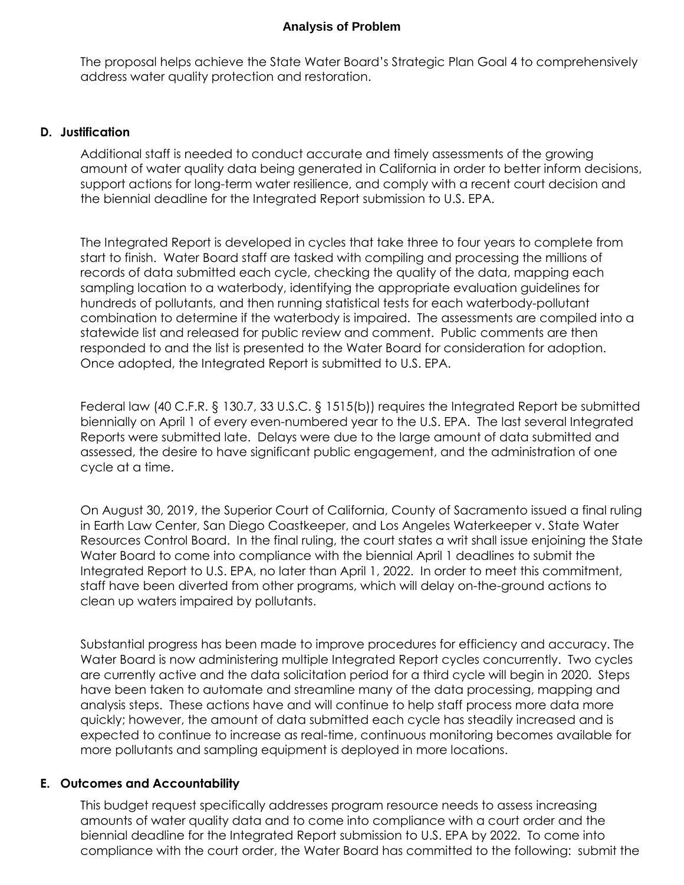**Analysis of Problem**

The proposal helps achieve the State Water Board's Strategic Plan Goal 4 to comprehensively address water quality protection and restoration.

## D. Justification

Additional staff is needed to conduct accurate and timely assessments of the growing amount of water quality data being generated in California in order to better inform decisions, support actions for long-term water resilience, and comply with a recent court decision and the biennial deadline for the Integrated Report submission to U.S. EPA.

The Integrated Report is developed in cycles that take three to four years to complete from start to finish. Water Board staff are tasked with compiling and processing the millions of records of data submitted each cycle, checking the quality of the data, mapping each sampling location to a waterbody, identifying the appropriate evaluation guidelines for hundreds of pollutants, and then running statistical tests for each waterbody-pollutant combination to determine if the waterbody is impaired. The assessments are compiled into a statewide list and released for public review and comment. Public comments are then responded to and the list is presented to the Water Board for consideration for adoption. Once adopted, the Integrated Report is submitted to U.S. EPA.

Federal law (40 C.F.R. § 130.7, 33 U.S.C. § 1515(b)) requires the Integrated Report be submitted biennially on April 1 of every even-numbered year to the U.S. EPA. The last several Integrated Reports were submitted late. Delays were due to the large amount of data submitted and assessed, the desire to have significant public engagement, and the administration of one cycle at a time.

On August 30, 2019, the Superior Court of California, County of Sacramento issued a final ruling in Earth Law Center, San Diego Coastkeeper, and Los Angeles Waterkeeper v. State Water Resources Control Board. In the final ruling, the court states a writ shall issue enjoining the State Water Board to come into compliance with the biennial April 1 deadlines to submit the Integrated Report to U.S. EPA, no later than April 1, 2022. In order to meet this commitment, staff have been diverted from other programs, which will delay on-the-ground actions to clean up waters impaired by pollutants.

Substantial progress has been made to improve procedures for efficiency and accuracy. The Water Board is now administering multiple Integrated Report cycles concurrently. Two cycles are currently active and the data solicitation period for a third cycle will begin in 2020. Steps have been taken to automate and streamline many of the data processing, mapping and analysis steps. These actions have and will continue to help staff process more data more quickly; however, the amount of data submitted each cycle has steadily increased and is expected to continue to increase as real-time, continuous monitoring becomes available for more pollutants and sampling equipment is deployed in more locations.

## E. Outcomes and Accountability

This budget request specifically addresses program resource needs to assess increasing amounts of water quality data and to come into compliance with a court order and the biennial deadline for the Integrated Report submission to U.S. EPA by 2022. To come into compliance with the court order, the Water Board has committed to the following: submit the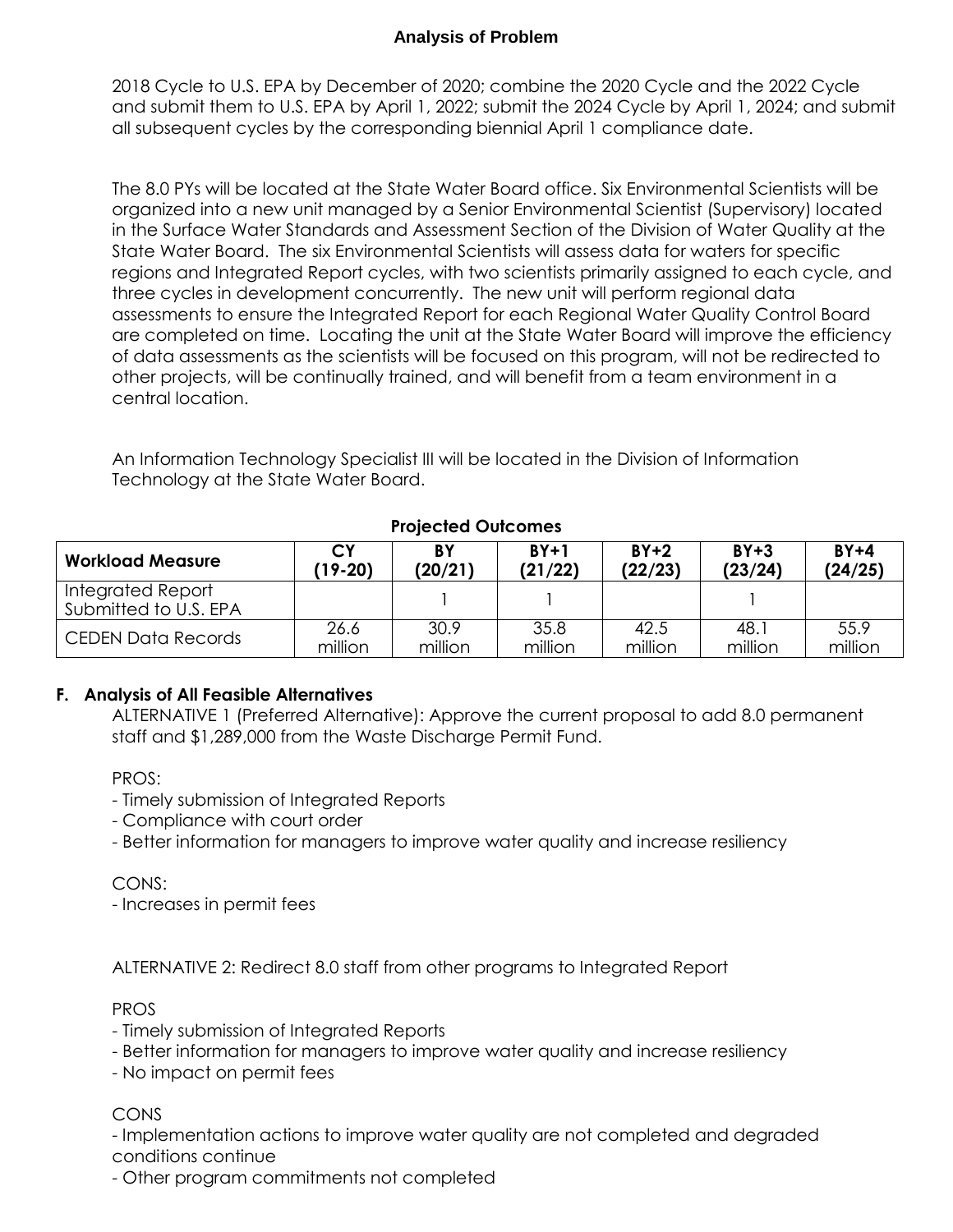**Analysis of Problem**

2018 Cycle to U.S. EPA by December of 2020; combine the 2020 Cycle and the 2022 Cycle and submit them to U.S. EPA by April 1, 2022; submit the 2024 Cycle by April 1, 2024; and submit all subsequent cycles by the corresponding biennial April 1 compliance date.

The 8.0 PYs will be located at the State Water Board office. Six Environmental Scientists will be organized into a new unit managed by a Senior Environmental Scientist (Supervisory) located in the Surface Water Standards and Assessment Section of the Division of Water Quality at the State Water Board. The six Environmental Scientists will assess data for waters for specific regions and Integrated Report cycles, with two scientists primarily assigned to each cycle, and three cycles in development concurrently. The new unit will perform regional data assessments to ensure the Integrated Report for each Regional Water Quality Control Board are completed on time. Locating the unit at the State Water Board will improve the efficiency of data assessments as the scientists will be focused on this program, will not be redirected to other projects, will be continually trained, and will benefit from a team environment in a central location.

An Information Technology Specialist III will be located in the Division of Information Technology at the State Water Board.

**Projected Outcomes**

| Workload Measure | CY (19-20) | BY (20/21) | BY+1 (21/22) | BY+2 (22/23) | BY+3 (23/24) | BY+4 (24/25) |
|---|---|---|---|---|---|---|
| Integrated Report Submitted to U.S. EPA | | 1 | 1 | | 1 | |
| CEDEN Data Records | 26.6 million | 30.9 million | 35.8 million | 42.5 million | 48.1 million | 55.9 million |

**F. Analysis of All Feasible Alternatives**

ALTERNATIVE 1 (Preferred Alternative): Approve the current proposal to add 8.0 permanent staff and $1,289,000 from the Waste Discharge Permit Fund.

PROS:
- Timely submission of Integrated Reports
- Compliance with court order
- Better information for managers to improve water quality and increase resiliency

CONS:
- Increases in permit fees

ALTERNATIVE 2: Redirect 8.0 staff from other programs to Integrated Report

PROS
- Timely submission of Integrated Reports
- Better information for managers to improve water quality and increase resiliency
- No impact on permit fees

CONS
- Implementation actions to improve water quality are not completed and degraded conditions continue
- Other program commitments not completed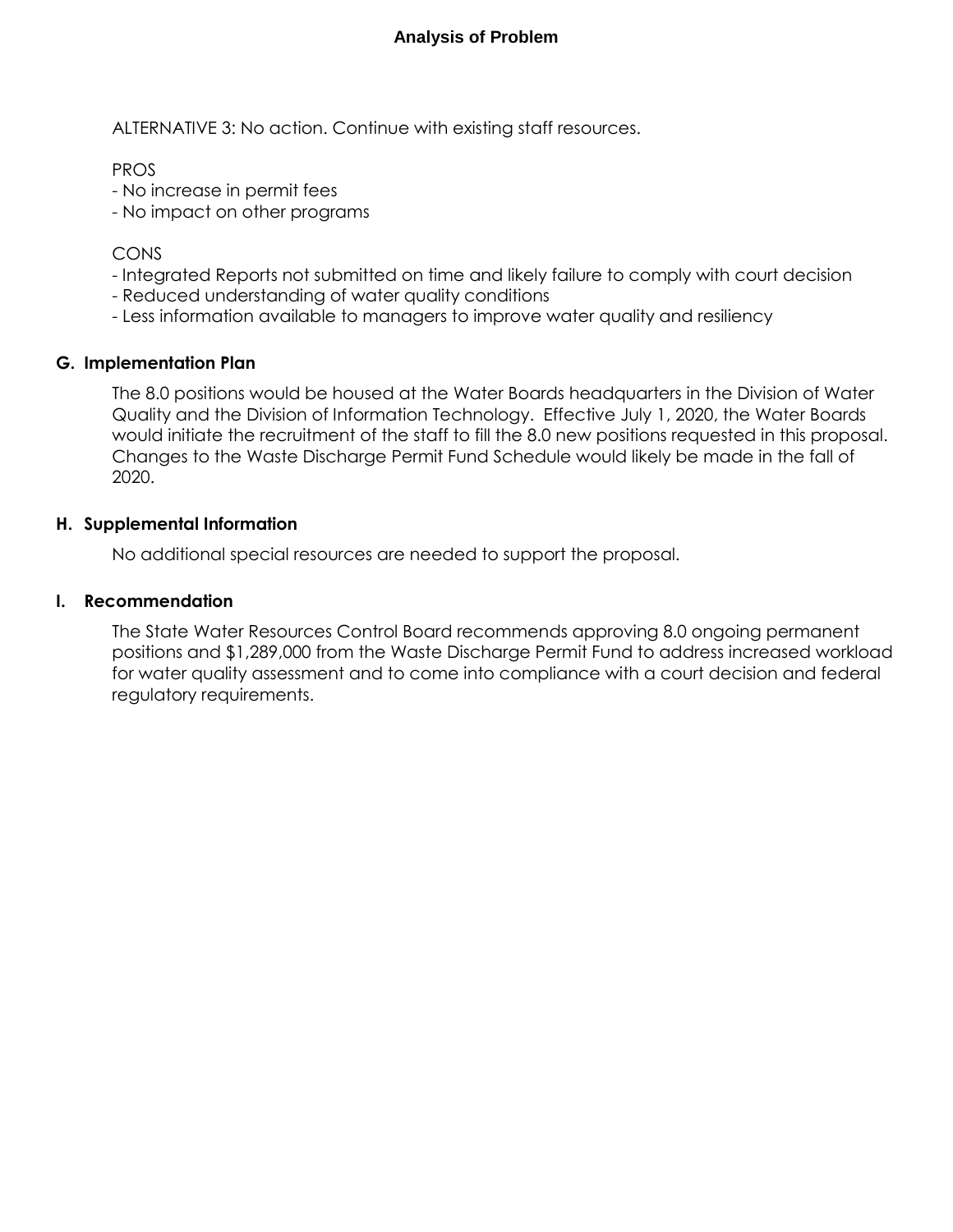ALTERNATIVE 3: No action. Continue with existing staff resources.

PROS
- No increase in permit fees
- No impact on other programs

CONS
- Integrated Reports not submitted on time and likely failure to comply with court decision
- Reduced understanding of water quality conditions
- Less information available to managers to improve water quality and resiliency

## G. Implementation Plan

The 8.0 positions would be housed at the Water Boards headquarters in the Division of Water Quality and the Division of Information Technology. Effective July 1, 2020, the Water Boards would initiate the recruitment of the staff to fill the 8.0 new positions requested in this proposal. Changes to the Waste Discharge Permit Fund Schedule would likely be made in the fall of 2020.

## H. Supplemental Information

No additional special resources are needed to support the proposal.

## I. Recommendation

The State Water Resources Control Board recommends approving 8.0 ongoing permanent positions and $1,289,000 from the Waste Discharge Permit Fund to address increased workload for water quality assessment and to come into compliance with a court decision and federal regulatory requirements.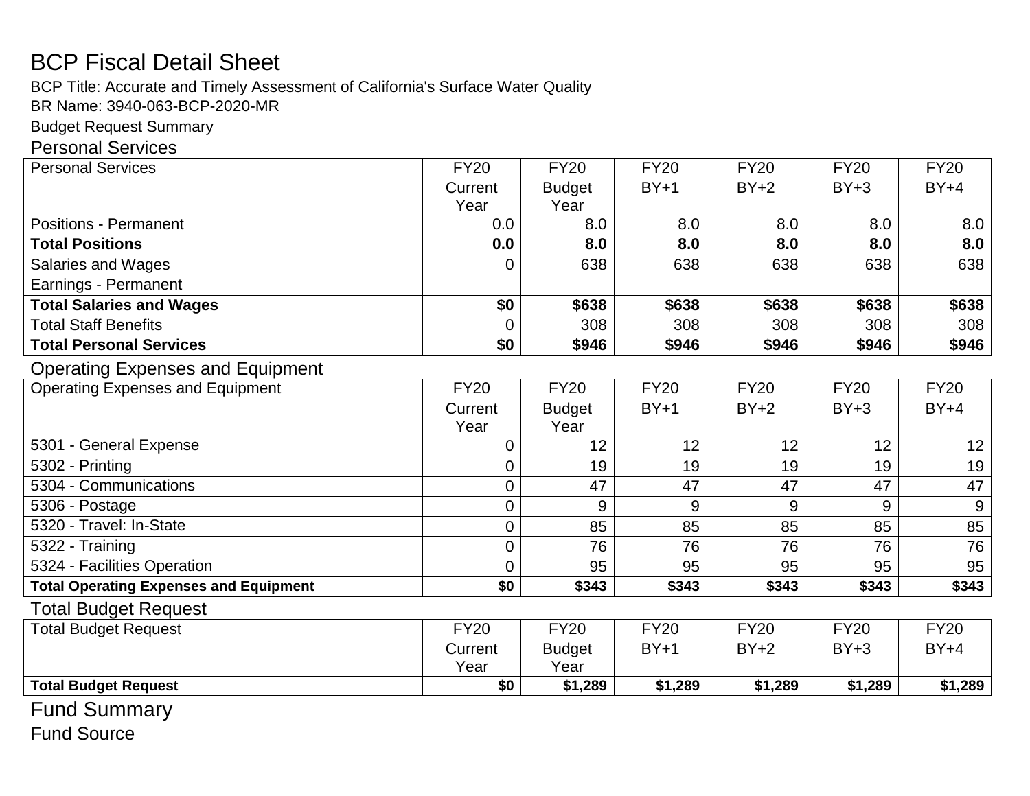# BCP Fiscal Detail Sheet

BCP Title: Accurate and Timely Assessment of California's Surface Water Quality

BR Name: 3940-063-BCP-2020-MR

Budget Request Summary

## Personal Services

| Personal Services | FY20 Current Year | FY20 Budget Year | FY20 BY+1 | FY20 BY+2 | FY20 BY+3 | FY20 BY+4 |
|---|---|---|---|---|---|---|
| Positions - Permanent | 0.0 | 8.0 | 8.0 | 8.0 | 8.0 | 8.0 |
| **Total Positions** | **0.0** | **8.0** | **8.0** | **8.0** | **8.0** | **8.0** |
| Salaries and Wages Earnings - Permanent | 0 | 638 | 638 | 638 | 638 | 638 |
| **Total Salaries and Wages** | **$0** | **$638** | **$638** | **$638** | **$638** | **$638** |
| Total Staff Benefits | 0 | 308 | 308 | 308 | 308 | 308 |
| **Total Personal Services** | **$0** | **$946** | **$946** | **$946** | **$946** | **$946** |

## Operating Expenses and Equipment

| Operating Expenses and Equipment | FY20 Current Year | FY20 Budget Year | FY20 BY+1 | FY20 BY+2 | FY20 BY+3 | FY20 BY+4 |
|---|---|---|---|---|---|---|
| 5301 - General Expense | 0 | 12 | 12 | 12 | 12 | 12 |
| 5302 - Printing | 0 | 19 | 19 | 19 | 19 | 19 |
| 5304 - Communications | 0 | 47 | 47 | 47 | 47 | 47 |
| 5306 - Postage | 0 | 9 | 9 | 9 | 9 | 9 |
| 5320 - Travel: In-State | 0 | 85 | 85 | 85 | 85 | 85 |
| 5322 - Training | 0 | 76 | 76 | 76 | 76 | 76 |
| 5324 - Facilities Operation | 0 | 95 | 95 | 95 | 95 | 95 |
| **Total Operating Expenses and Equipment** | **$0** | **$343** | **$343** | **$343** | **$343** | **$343** |

## Total Budget Request

| Total Budget Request | FY20 Current Year | FY20 Budget Year | FY20 BY+1 | FY20 BY+2 | FY20 BY+3 | FY20 BY+4 |
|---|---|---|---|---|---|---|
| **Total Budget Request** | **$0** | **$1,289** | **$1,289** | **$1,289** | **$1,289** | **$1,289** |

## Fund Summary

Fund Source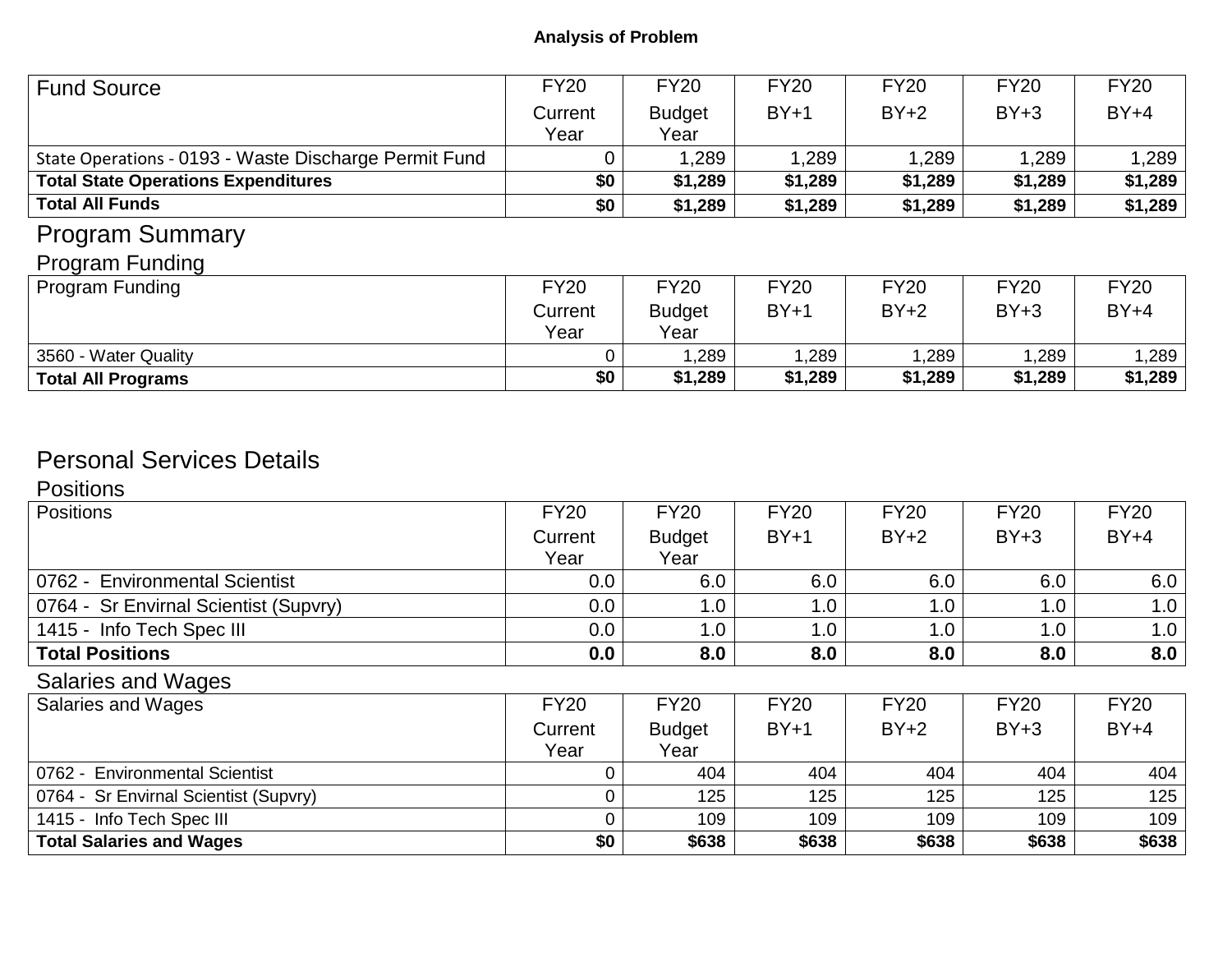**Analysis of Problem**

| Fund Source | FY20 Current Year | FY20 Budget Year | FY20 BY+1 | FY20 BY+2 | FY20 BY+3 | FY20 BY+4 |
|---|---|---|---|---|---|---|
| State Operations - 0193 - Waste Discharge Permit Fund | 0 | 1,289 | 1,289 | 1,289 | 1,289 | 1,289 |
| **Total State Operations Expenditures** | **$0** | **$1,289** | **$1,289** | **$1,289** | **$1,289** | **$1,289** |
| **Total All Funds** | **$0** | **$1,289** | **$1,289** | **$1,289** | **$1,289** | **$1,289** |

## Program Summary

### Program Funding

| Program Funding | FY20 Current Year | FY20 Budget Year | FY20 BY+1 | FY20 BY+2 | FY20 BY+3 | FY20 BY+4 |
|---|---|---|---|---|---|---|
| 3560 - Water Quality | 0 | 1,289 | 1,289 | 1,289 | 1,289 | 1,289 |
| **Total All Programs** | **$0** | **$1,289** | **$1,289** | **$1,289** | **$1,289** | **$1,289** |

## Personal Services Details

### Positions

| Positions | FY20 Current Year | FY20 Budget Year | FY20 BY+1 | FY20 BY+2 | FY20 BY+3 | FY20 BY+4 |
|---|---|---|---|---|---|---|
| 0762 - Environmental Scientist | 0.0 | 6.0 | 6.0 | 6.0 | 6.0 | 6.0 |
| 0764 - Sr Envirnal Scientist (Supvry) | 0.0 | 1.0 | 1.0 | 1.0 | 1.0 | 1.0 |
| 1415 - Info Tech Spec III | 0.0 | 1.0 | 1.0 | 1.0 | 1.0 | 1.0 |
| **Total Positions** | **0.0** | **8.0** | **8.0** | **8.0** | **8.0** | **8.0** |

### Salaries and Wages

| Salaries and Wages | FY20 Current Year | FY20 Budget Year | FY20 BY+1 | FY20 BY+2 | FY20 BY+3 | FY20 BY+4 |
|---|---|---|---|---|---|---|
| 0762 - Environmental Scientist | 0 | 404 | 404 | 404 | 404 | 404 |
| 0764 - Sr Envirnal Scientist (Supvry) | 0 | 125 | 125 | 125 | 125 | 125 |
| 1415 - Info Tech Spec III | 0 | 109 | 109 | 109 | 109 | 109 |
| **Total Salaries and Wages** | **$0** | **$638** | **$638** | **$638** | **$638** | **$638** |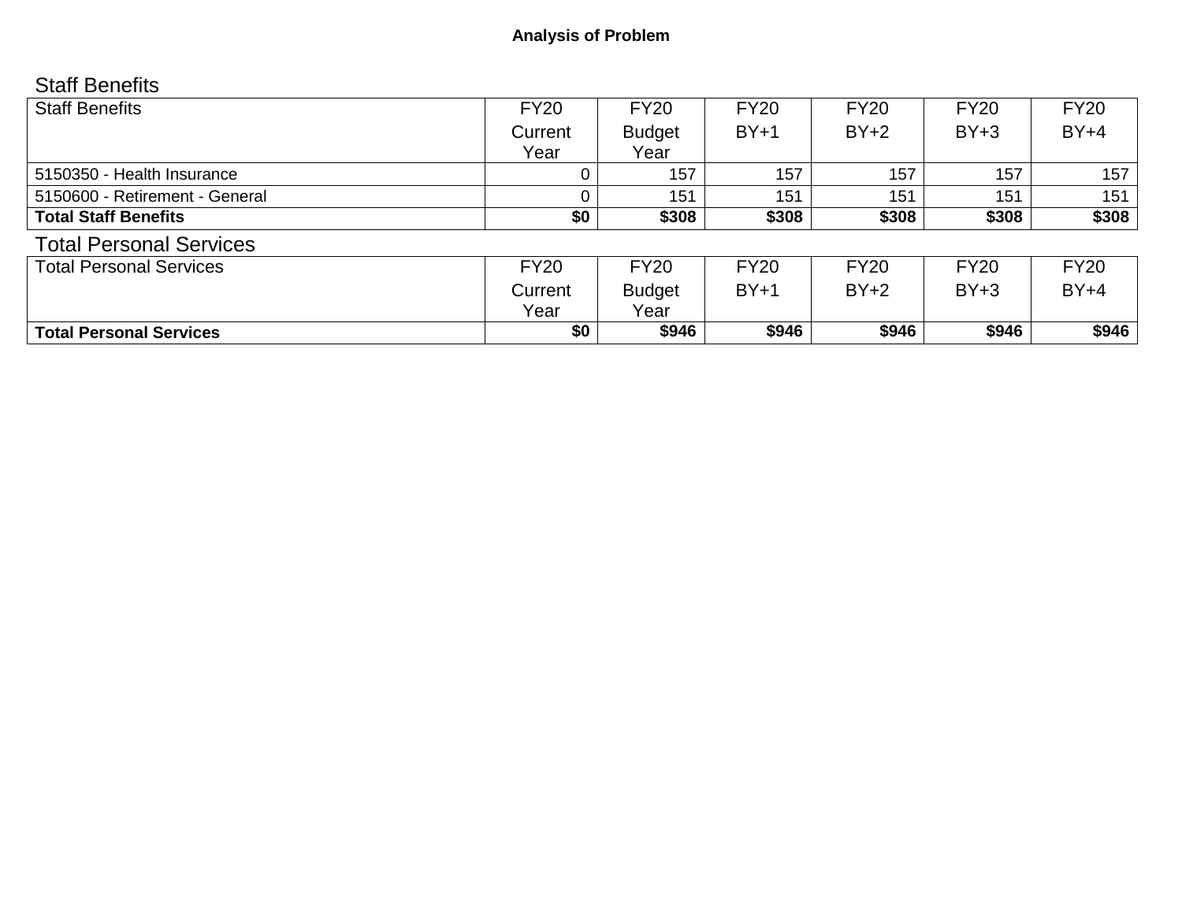**Analysis of Problem**

## Staff Benefits

| Staff Benefits | FY20 Current Year | FY20 Budget Year | FY20 BY+1 | FY20 BY+2 | FY20 BY+3 | FY20 BY+4 |
|---|---|---|---|---|---|---|
| 5150350 - Health Insurance | 0 | 157 | 157 | 157 | 157 | 157 |
| 5150600 - Retirement - General | 0 | 151 | 151 | 151 | 151 | 151 |
| **Total Staff Benefits** | **$0** | **$308** | **$308** | **$308** | **$308** | **$308** |

## Total Personal Services

| Total Personal Services | FY20 Current Year | FY20 Budget Year | FY20 BY+1 | FY20 BY+2 | FY20 BY+3 | FY20 BY+4 |
|---|---|---|---|---|---|---|
| **Total Personal Services** | **$0** | **$946** | **$946** | **$946** | **$946** | **$946** |